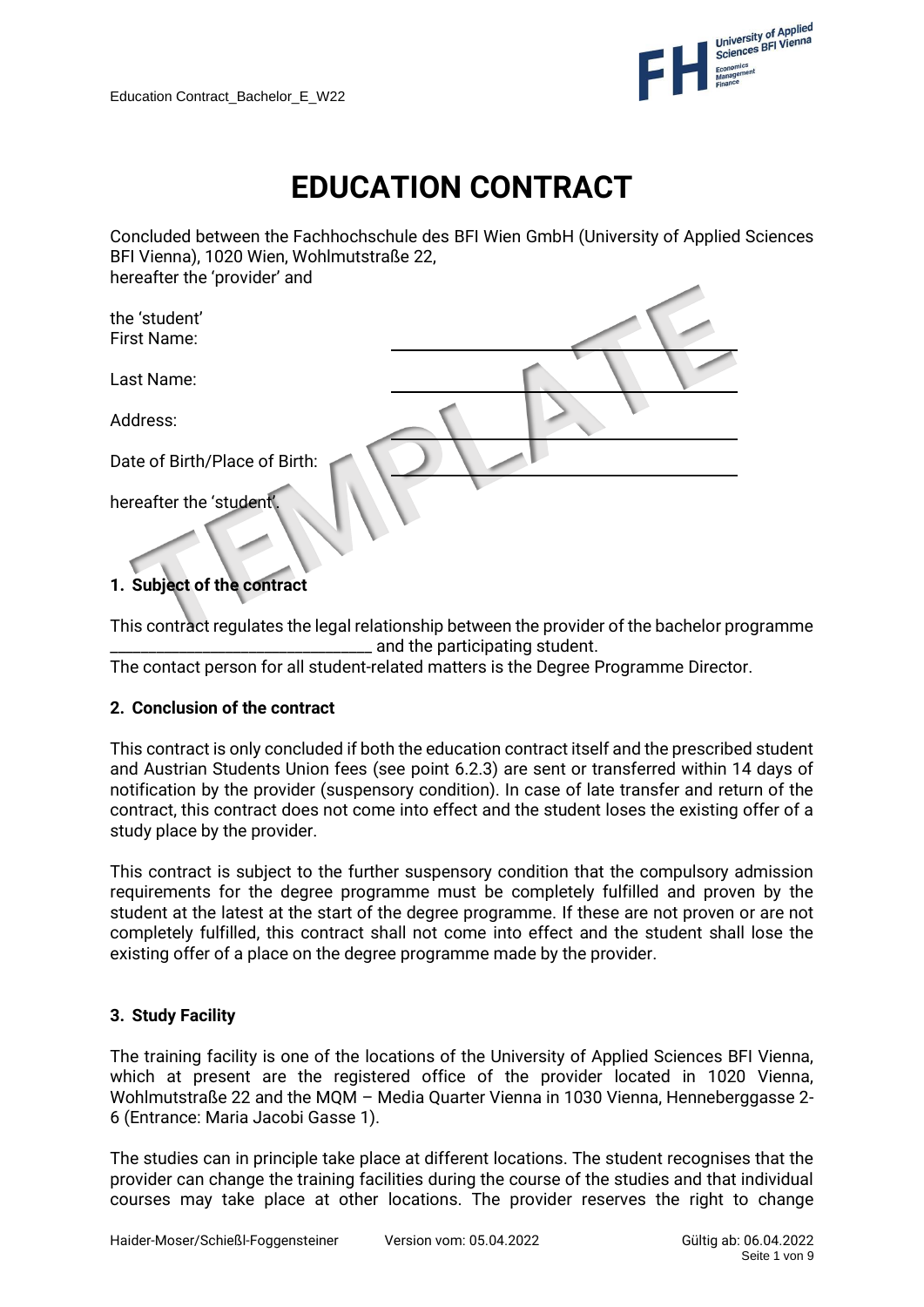# EDUCATION CONTRACT

Concluded between the Fachhochschule des BFI Wien GmbH (University of Applied Sciences BFI Vienna), 1020 Wien, Wohlmutstraße 22,
hereafter the 'provider' and

the 'student'
First Name: ______________________________

Last Name: ______________________________

Address: ______________________________

Date of Birth/Place of Birth: ______________________________

hereafter the 'student'.

## 1. Subject of the contract

This contract regulates the legal relationship between the provider of the bachelor programme ________________________________ and the participating student.
The contact person for all student-related matters is the Degree Programme Director.

## 2. Conclusion of the contract

This contract is only concluded if both the education contract itself and the prescribed student and Austrian Students Union fees (see point 6.2.3) are sent or transferred within 14 days of notification by the provider (suspensory condition). In case of late transfer and return of the contract, this contract does not come into effect and the student loses the existing offer of a study place by the provider.

This contract is subject to the further suspensory condition that the compulsory admission requirements for the degree programme must be completely fulfilled and proven by the student at the latest at the start of the degree programme. If these are not proven or are not completely fulfilled, this contract shall not come into effect and the student shall lose the existing offer of a place on the degree programme made by the provider.

## 3. Study Facility

The training facility is one of the locations of the University of Applied Sciences BFI Vienna, which at present are the registered office of the provider located in 1020 Vienna, Wohlmutstraße 22 and the MQM – Media Quarter Vienna in 1030 Vienna, Henneberggasse 2-6 (Entrance: Maria Jacobi Gasse 1).

The studies can in principle take place at different locations. The student recognises that the provider can change the training facilities during the course of the studies and that individual courses may take place at other locations. The provider reserves the right to change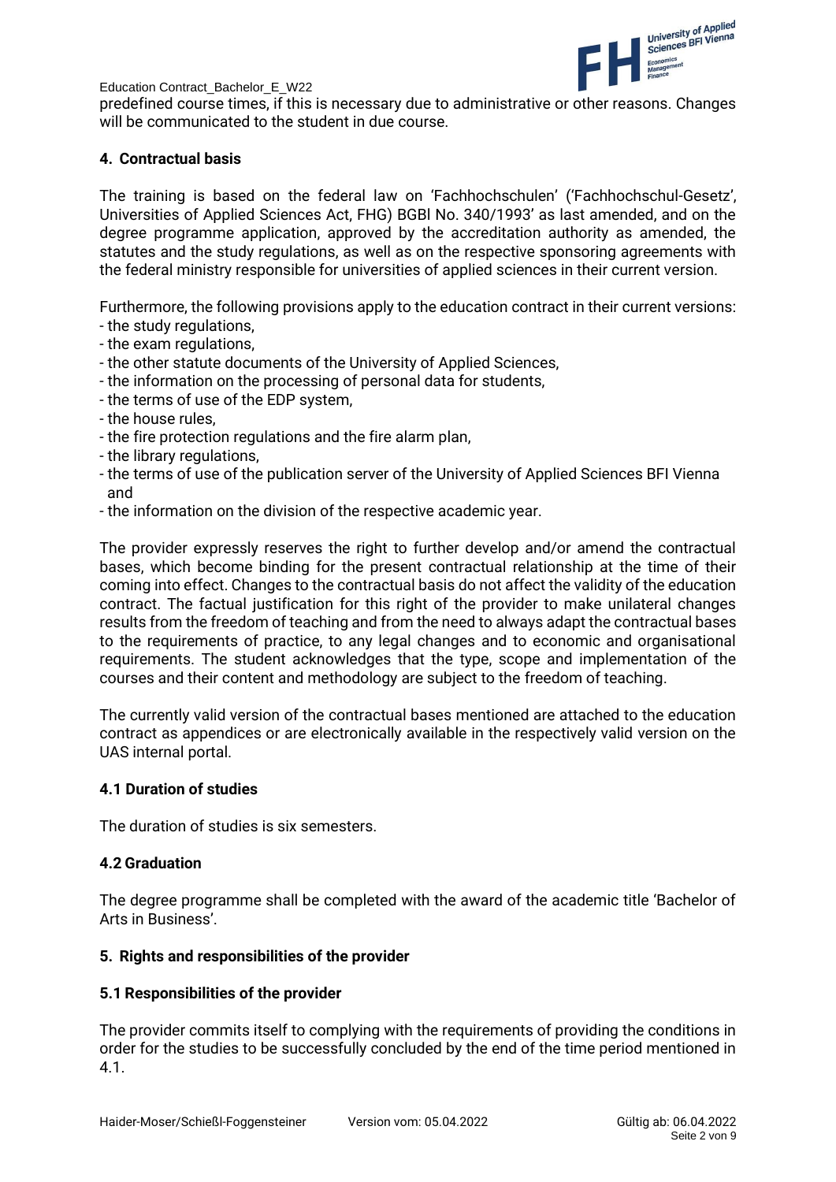predefined course times, if this is necessary due to administrative or other reasons. Changes will be communicated to the student in due course.

### 4. Contractual basis

The training is based on the federal law on 'Fachhochschulen' ('Fachhochschul-Gesetz', Universities of Applied Sciences Act, FHG) BGBl No. 340/1993' as last amended, and on the degree programme application, approved by the accreditation authority as amended, the statutes and the study regulations, as well as on the respective sponsoring agreements with the federal ministry responsible for universities of applied sciences in their current version.

Furthermore, the following provisions apply to the education contract in their current versions:

- the study regulations,
- the exam regulations,
- the other statute documents of the University of Applied Sciences,
- the information on the processing of personal data for students,
- the terms of use of the EDP system,
- the house rules,
- the fire protection regulations and the fire alarm plan,
- the library regulations,
- the terms of use of the publication server of the University of Applied Sciences BFI Vienna and
- the information on the division of the respective academic year.

The provider expressly reserves the right to further develop and/or amend the contractual bases, which become binding for the present contractual relationship at the time of their coming into effect. Changes to the contractual basis do not affect the validity of the education contract. The factual justification for this right of the provider to make unilateral changes results from the freedom of teaching and from the need to always adapt the contractual bases to the requirements of practice, to any legal changes and to economic and organisational requirements. The student acknowledges that the type, scope and implementation of the courses and their content and methodology are subject to the freedom of teaching.

The currently valid version of the contractual bases mentioned are attached to the education contract as appendices or are electronically available in the respectively valid version on the UAS internal portal.

#### 4.1 Duration of studies

The duration of studies is six semesters.

#### 4.2 Graduation

The degree programme shall be completed with the award of the academic title 'Bachelor of Arts in Business'.

### 5. Rights and responsibilities of the provider

#### 5.1 Responsibilities of the provider

The provider commits itself to complying with the requirements of providing the conditions in order for the studies to be successfully concluded by the end of the time period mentioned in 4.1.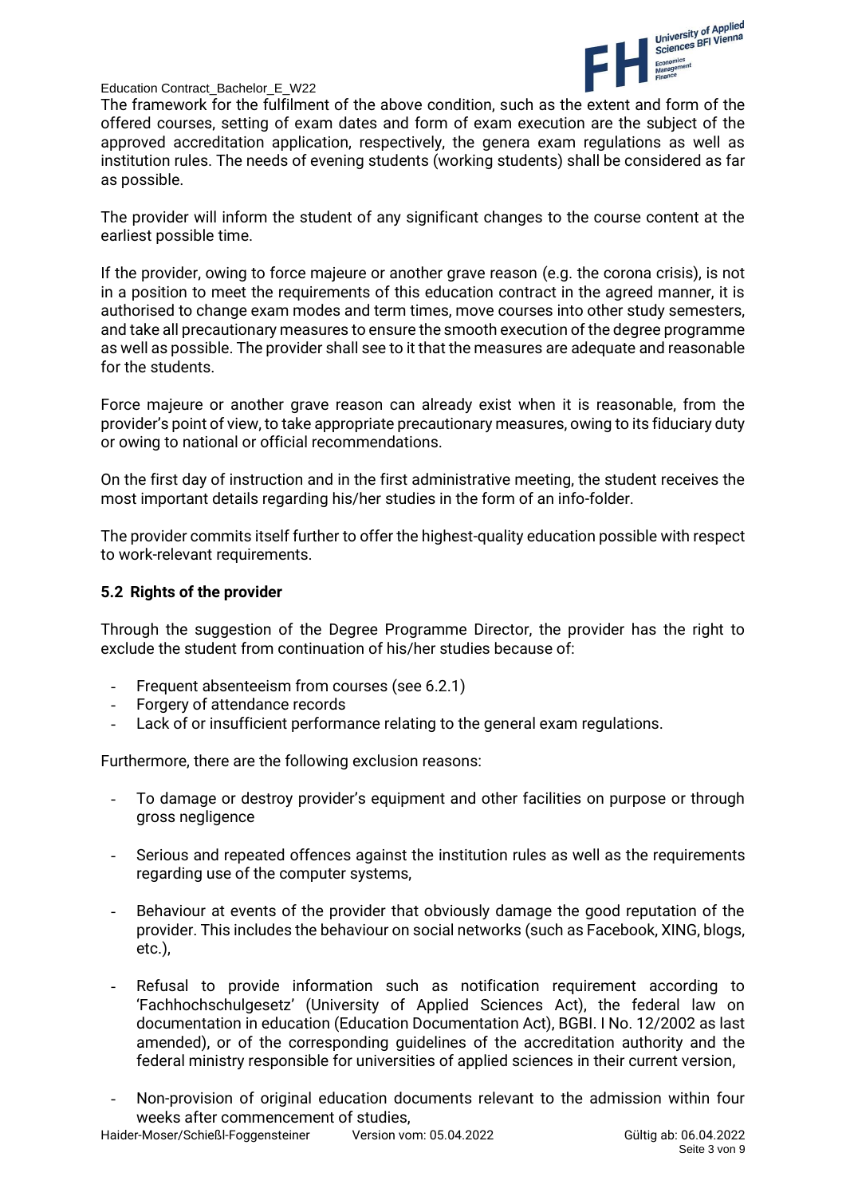The framework for the fulfilment of the above condition, such as the extent and form of the offered courses, setting of exam dates and form of exam execution are the subject of the approved accreditation application, respectively, the genera exam regulations as well as institution rules. The needs of evening students (working students) shall be considered as far as possible.

The provider will inform the student of any significant changes to the course content at the earliest possible time.

If the provider, owing to force majeure or another grave reason (e.g. the corona crisis), is not in a position to meet the requirements of this education contract in the agreed manner, it is authorised to change exam modes and term times, move courses into other study semesters, and take all precautionary measures to ensure the smooth execution of the degree programme as well as possible. The provider shall see to it that the measures are adequate and reasonable for the students.

Force majeure or another grave reason can already exist when it is reasonable, from the provider's point of view, to take appropriate precautionary measures, owing to its fiduciary duty or owing to national or official recommendations.

On the first day of instruction and in the first administrative meeting, the student receives the most important details regarding his/her studies in the form of an info-folder.

The provider commits itself further to offer the highest-quality education possible with respect to work-relevant requirements.

### 5.2 Rights of the provider

Through the suggestion of the Degree Programme Director, the provider has the right to exclude the student from continuation of his/her studies because of:

- Frequent absenteeism from courses (see 6.2.1)
- Forgery of attendance records
- Lack of or insufficient performance relating to the general exam regulations.

Furthermore, there are the following exclusion reasons:

- To damage or destroy provider's equipment and other facilities on purpose or through gross negligence
- Serious and repeated offences against the institution rules as well as the requirements regarding use of the computer systems,
- Behaviour at events of the provider that obviously damage the good reputation of the provider. This includes the behaviour on social networks (such as Facebook, XING, blogs, etc.),
- Refusal to provide information such as notification requirement according to 'Fachhochschulgesetz' (University of Applied Sciences Act), the federal law on documentation in education (Education Documentation Act), BGBl. I No. 12/2002 as last amended), or of the corresponding guidelines of the accreditation authority and the federal ministry responsible for universities of applied sciences in their current version,
- Non-provision of original education documents relevant to the admission within four weeks after commencement of studies,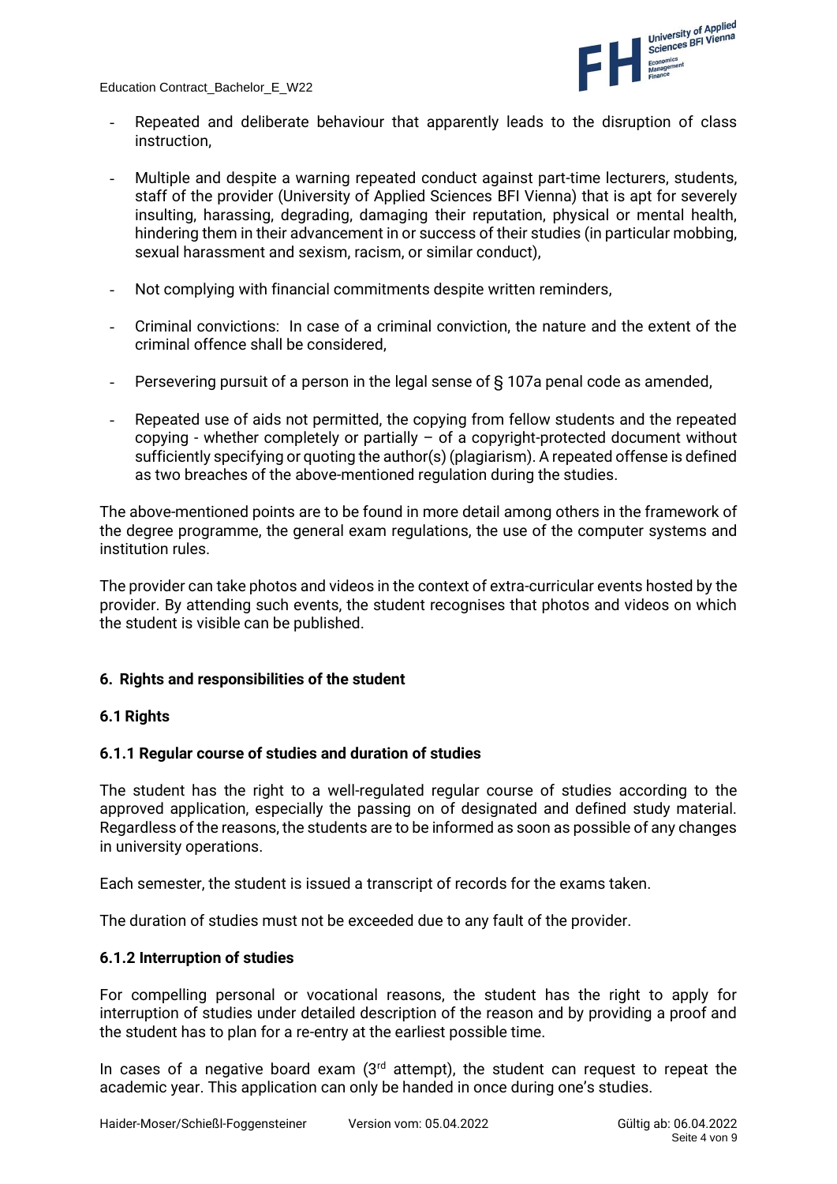- Repeated and deliberate behaviour that apparently leads to the disruption of class instruction,

- Multiple and despite a warning repeated conduct against part-time lecturers, students, staff of the provider (University of Applied Sciences BFI Vienna) that is apt for severely insulting, harassing, degrading, damaging their reputation, physical or mental health, hindering them in their advancement in or success of their studies (in particular mobbing, sexual harassment and sexism, racism, or similar conduct),

- Not complying with financial commitments despite written reminders,

- Criminal convictions: In case of a criminal conviction, the nature and the extent of the criminal offence shall be considered,

- Persevering pursuit of a person in the legal sense of § 107a penal code as amended,

- Repeated use of aids not permitted, the copying from fellow students and the repeated copying - whether completely or partially – of a copyright-protected document without sufficiently specifying or quoting the author(s) (plagiarism). A repeated offense is defined as two breaches of the above-mentioned regulation during the studies.

The above-mentioned points are to be found in more detail among others in the framework of the degree programme, the general exam regulations, the use of the computer systems and institution rules.

The provider can take photos and videos in the context of extra-curricular events hosted by the provider. By attending such events, the student recognises that photos and videos on which the student is visible can be published.

## 6. Rights and responsibilities of the student

### 6.1 Rights

#### 6.1.1 Regular course of studies and duration of studies

The student has the right to a well-regulated regular course of studies according to the approved application, especially the passing on of designated and defined study material. Regardless of the reasons, the students are to be informed as soon as possible of any changes in university operations.

Each semester, the student is issued a transcript of records for the exams taken.

The duration of studies must not be exceeded due to any fault of the provider.

#### 6.1.2 Interruption of studies

For compelling personal or vocational reasons, the student has the right to apply for interruption of studies under detailed description of the reason and by providing a proof and the student has to plan for a re-entry at the earliest possible time.

In cases of a negative board exam (3rd attempt), the student can request to repeat the academic year. This application can only be handed in once during one's studies.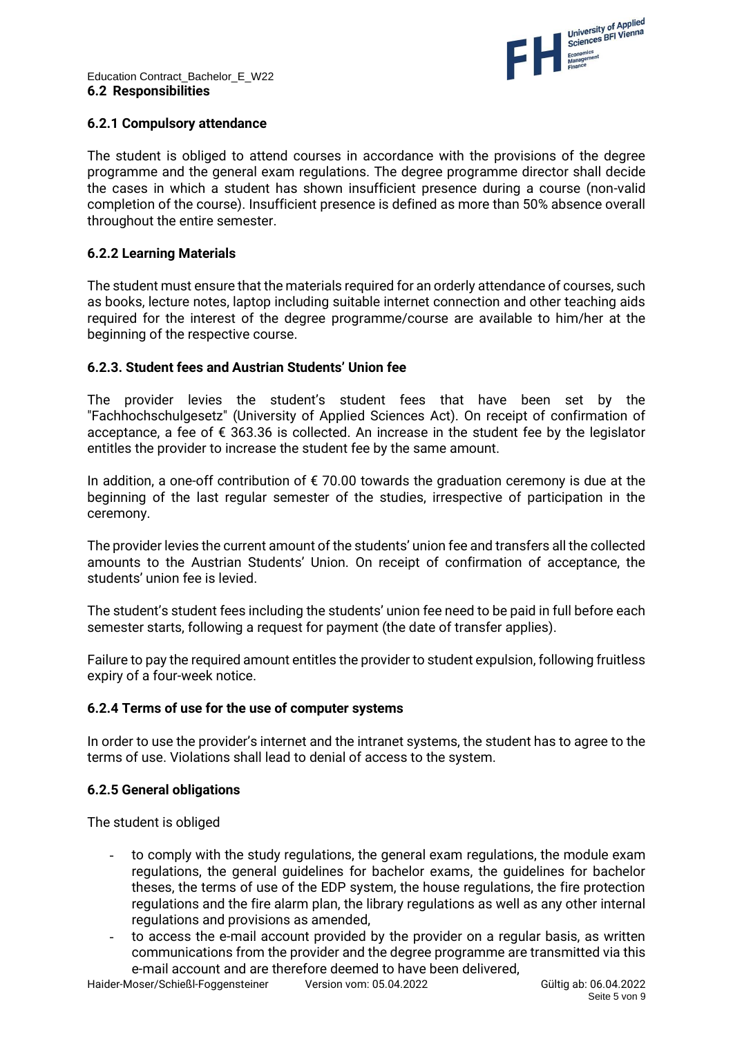## 6.2 Responsibilities

### 6.2.1 Compulsory attendance

The student is obliged to attend courses in accordance with the provisions of the degree programme and the general exam regulations. The degree programme director shall decide the cases in which a student has shown insufficient presence during a course (non-valid completion of the course). Insufficient presence is defined as more than 50% absence overall throughout the entire semester.

### 6.2.2 Learning Materials

The student must ensure that the materials required for an orderly attendance of courses, such as books, lecture notes, laptop including suitable internet connection and other teaching aids required for the interest of the degree programme/course are available to him/her at the beginning of the respective course.

### 6.2.3. Student fees and Austrian Students' Union fee

The provider levies the student's student fees that have been set by the "Fachhochschulgesetz" (University of Applied Sciences Act). On receipt of confirmation of acceptance, a fee of € 363.36 is collected. An increase in the student fee by the legislator entitles the provider to increase the student fee by the same amount.

In addition, a one-off contribution of € 70.00 towards the graduation ceremony is due at the beginning of the last regular semester of the studies, irrespective of participation in the ceremony.

The provider levies the current amount of the students' union fee and transfers all the collected amounts to the Austrian Students' Union. On receipt of confirmation of acceptance, the students' union fee is levied.

The student's student fees including the students' union fee need to be paid in full before each semester starts, following a request for payment (the date of transfer applies).

Failure to pay the required amount entitles the provider to student expulsion, following fruitless expiry of a four-week notice.

### 6.2.4 Terms of use for the use of computer systems

In order to use the provider's internet and the intranet systems, the student has to agree to the terms of use. Violations shall lead to denial of access to the system.

### 6.2.5 General obligations

The student is obliged

- to comply with the study regulations, the general exam regulations, the module exam regulations, the general guidelines for bachelor exams, the guidelines for bachelor theses, the terms of use of the EDP system, the house regulations, the fire protection regulations and the fire alarm plan, the library regulations as well as any other internal regulations and provisions as amended,
- to access the e-mail account provided by the provider on a regular basis, as written communications from the provider and the degree programme are transmitted via this e-mail account and are therefore deemed to have been delivered,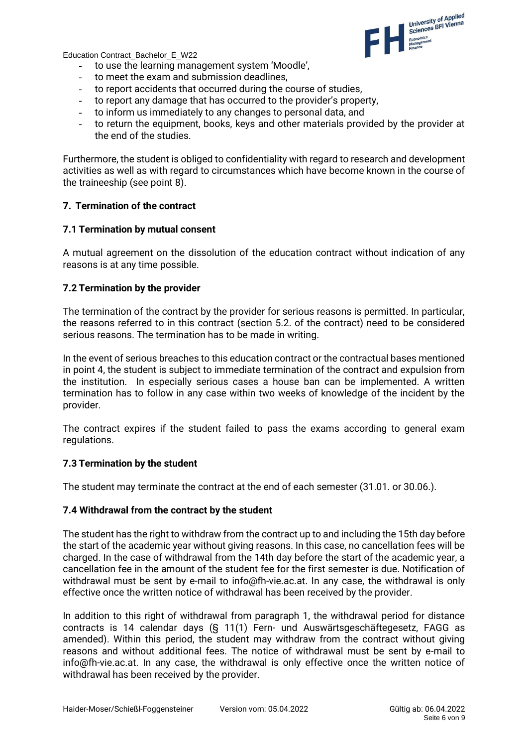- to use the learning management system 'Moodle',
- to meet the exam and submission deadlines,
- to report accidents that occurred during the course of studies,
- to report any damage that has occurred to the provider's property,
- to inform us immediately to any changes to personal data, and
- to return the equipment, books, keys and other materials provided by the provider at the end of the studies.

Furthermore, the student is obliged to confidentiality with regard to research and development activities as well as with regard to circumstances which have become known in the course of the traineeship (see point 8).

### 7. Termination of the contract

#### 7.1 Termination by mutual consent

A mutual agreement on the dissolution of the education contract without indication of any reasons is at any time possible.

#### 7.2 Termination by the provider

The termination of the contract by the provider for serious reasons is permitted. In particular, the reasons referred to in this contract (section 5.2. of the contract) need to be considered serious reasons. The termination has to be made in writing.

In the event of serious breaches to this education contract or the contractual bases mentioned in point 4, the student is subject to immediate termination of the contract and expulsion from the institution. In especially serious cases a house ban can be implemented. A written termination has to follow in any case within two weeks of knowledge of the incident by the provider.

The contract expires if the student failed to pass the exams according to general exam regulations.

#### 7.3 Termination by the student

The student may terminate the contract at the end of each semester (31.01. or 30.06.).

#### 7.4 Withdrawal from the contract by the student

The student has the right to withdraw from the contract up to and including the 15th day before the start of the academic year without giving reasons. In this case, no cancellation fees will be charged. In the case of withdrawal from the 14th day before the start of the academic year, a cancellation fee in the amount of the student fee for the first semester is due. Notification of withdrawal must be sent by e-mail to info@fh-vie.ac.at. In any case, the withdrawal is only effective once the written notice of withdrawal has been received by the provider.

In addition to this right of withdrawal from paragraph 1, the withdrawal period for distance contracts is 14 calendar days (§ 11(1) Fern- und Auswärtsgeschäftegesetz, FAGG as amended). Within this period, the student may withdraw from the contract without giving reasons and without additional fees. The notice of withdrawal must be sent by e-mail to info@fh-vie.ac.at. In any case, the withdrawal is only effective once the written notice of withdrawal has been received by the provider.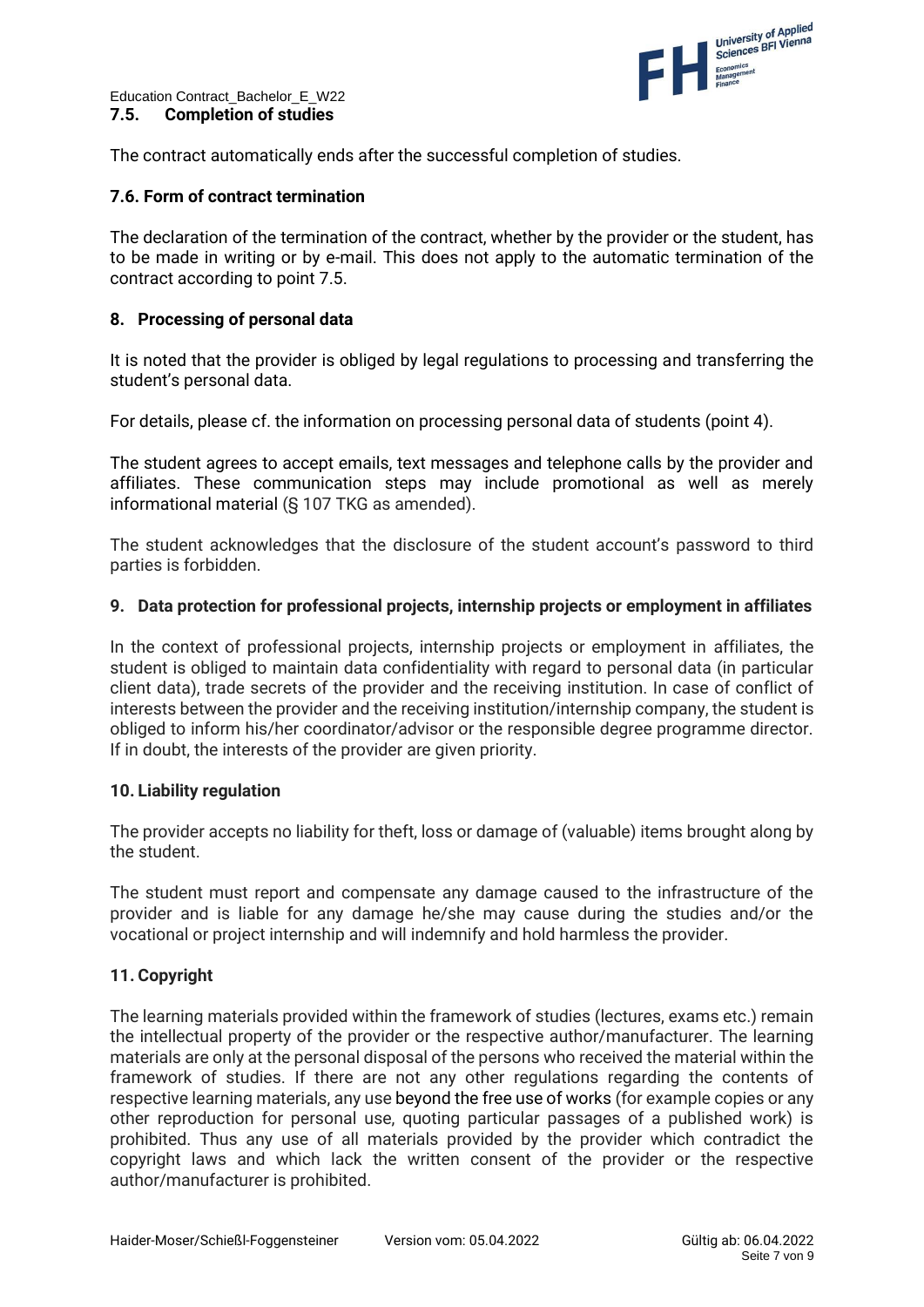### 7.5. Completion of studies

The contract automatically ends after the successful completion of studies.

### 7.6. Form of contract termination

The declaration of the termination of the contract, whether by the provider or the student, has to be made in writing or by e-mail. This does not apply to the automatic termination of the contract according to point 7.5.

## 8. Processing of personal data

It is noted that the provider is obliged by legal regulations to processing and transferring the student's personal data.

For details, please cf. the information on processing personal data of students (point 4).

The student agrees to accept emails, text messages and telephone calls by the provider and affiliates. These communication steps may include promotional as well as merely informational material (§ 107 TKG as amended).

The student acknowledges that the disclosure of the student account's password to third parties is forbidden.

## 9. Data protection for professional projects, internship projects or employment in affiliates

In the context of professional projects, internship projects or employment in affiliates, the student is obliged to maintain data confidentiality with regard to personal data (in particular client data), trade secrets of the provider and the receiving institution. In case of conflict of interests between the provider and the receiving institution/internship company, the student is obliged to inform his/her coordinator/advisor or the responsible degree programme director. If in doubt, the interests of the provider are given priority.

## 10. Liability regulation

The provider accepts no liability for theft, loss or damage of (valuable) items brought along by the student.

The student must report and compensate any damage caused to the infrastructure of the provider and is liable for any damage he/she may cause during the studies and/or the vocational or project internship and will indemnify and hold harmless the provider.

## 11. Copyright

The learning materials provided within the framework of studies (lectures, exams etc.) remain the intellectual property of the provider or the respective author/manufacturer. The learning materials are only at the personal disposal of the persons who received the material within the framework of studies. If there are not any other regulations regarding the contents of respective learning materials, any use beyond the free use of works (for example copies or any other reproduction for personal use, quoting particular passages of a published work) is prohibited. Thus any use of all materials provided by the provider which contradict the copyright laws and which lack the written consent of the provider or the respective author/manufacturer is prohibited.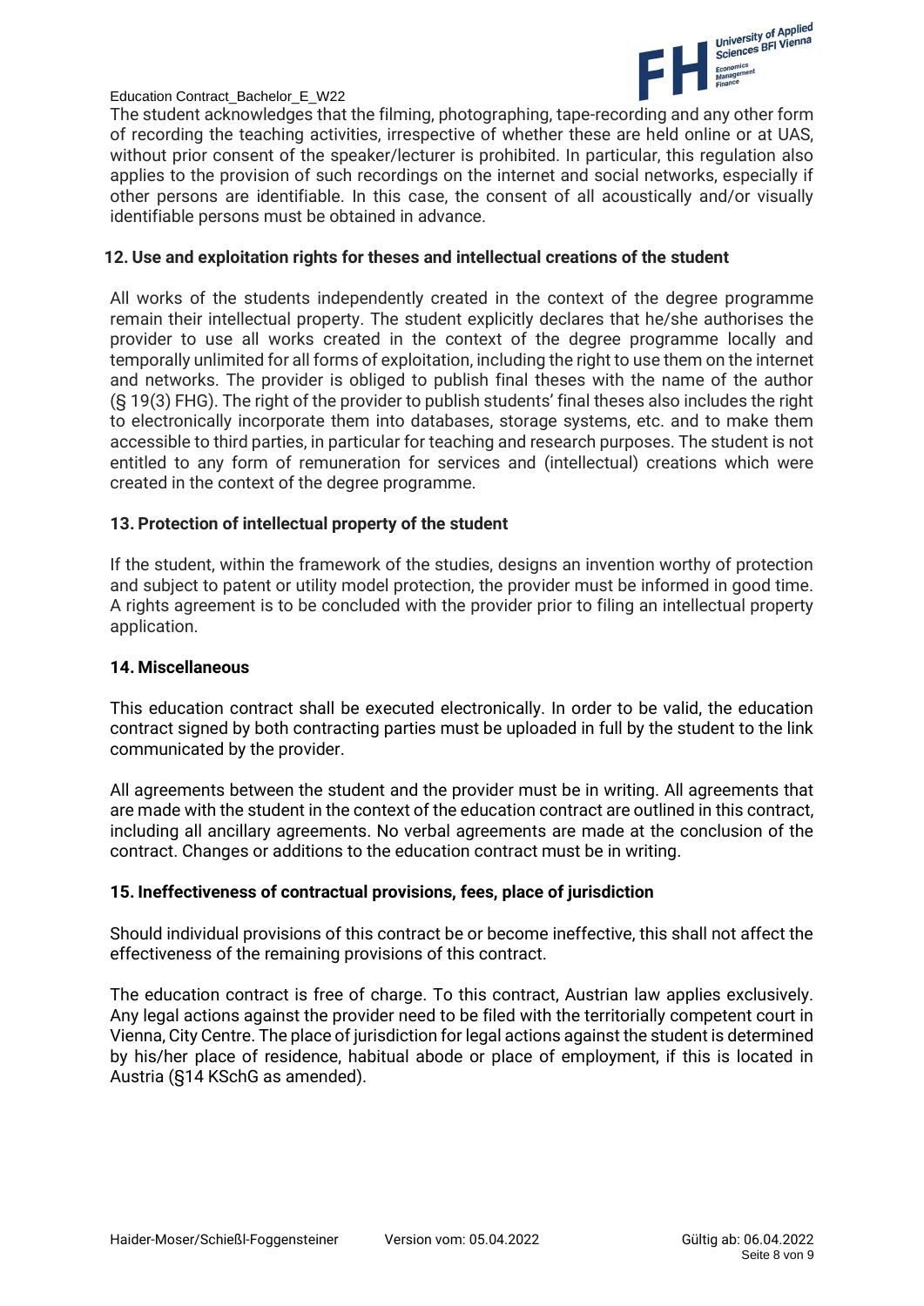The student acknowledges that the filming, photographing, tape-recording and any other form of recording the teaching activities, irrespective of whether these are held online or at UAS, without prior consent of the speaker/lecturer is prohibited. In particular, this regulation also applies to the provision of such recordings on the internet and social networks, especially if other persons are identifiable. In this case, the consent of all acoustically and/or visually identifiable persons must be obtained in advance.

## 12. Use and exploitation rights for theses and intellectual creations of the student

All works of the students independently created in the context of the degree programme remain their intellectual property. The student explicitly declares that he/she authorises the provider to use all works created in the context of the degree programme locally and temporally unlimited for all forms of exploitation, including the right to use them on the internet and networks. The provider is obliged to publish final theses with the name of the author (§ 19(3) FHG). The right of the provider to publish students' final theses also includes the right to electronically incorporate them into databases, storage systems, etc. and to make them accessible to third parties, in particular for teaching and research purposes. The student is not entitled to any form of remuneration for services and (intellectual) creations which were created in the context of the degree programme.

## 13. Protection of intellectual property of the student

If the student, within the framework of the studies, designs an invention worthy of protection and subject to patent or utility model protection, the provider must be informed in good time. A rights agreement is to be concluded with the provider prior to filing an intellectual property application.

## 14. Miscellaneous

This education contract shall be executed electronically. In order to be valid, the education contract signed by both contracting parties must be uploaded in full by the student to the link communicated by the provider.

All agreements between the student and the provider must be in writing. All agreements that are made with the student in the context of the education contract are outlined in this contract, including all ancillary agreements. No verbal agreements are made at the conclusion of the contract. Changes or additions to the education contract must be in writing.

## 15. Ineffectiveness of contractual provisions, fees, place of jurisdiction

Should individual provisions of this contract be or become ineffective, this shall not affect the effectiveness of the remaining provisions of this contract.

The education contract is free of charge. To this contract, Austrian law applies exclusively. Any legal actions against the provider need to be filed with the territorially competent court in Vienna, City Centre. The place of jurisdiction for legal actions against the student is determined by his/her place of residence, habitual abode or place of employment, if this is located in Austria (§14 KSchG as amended).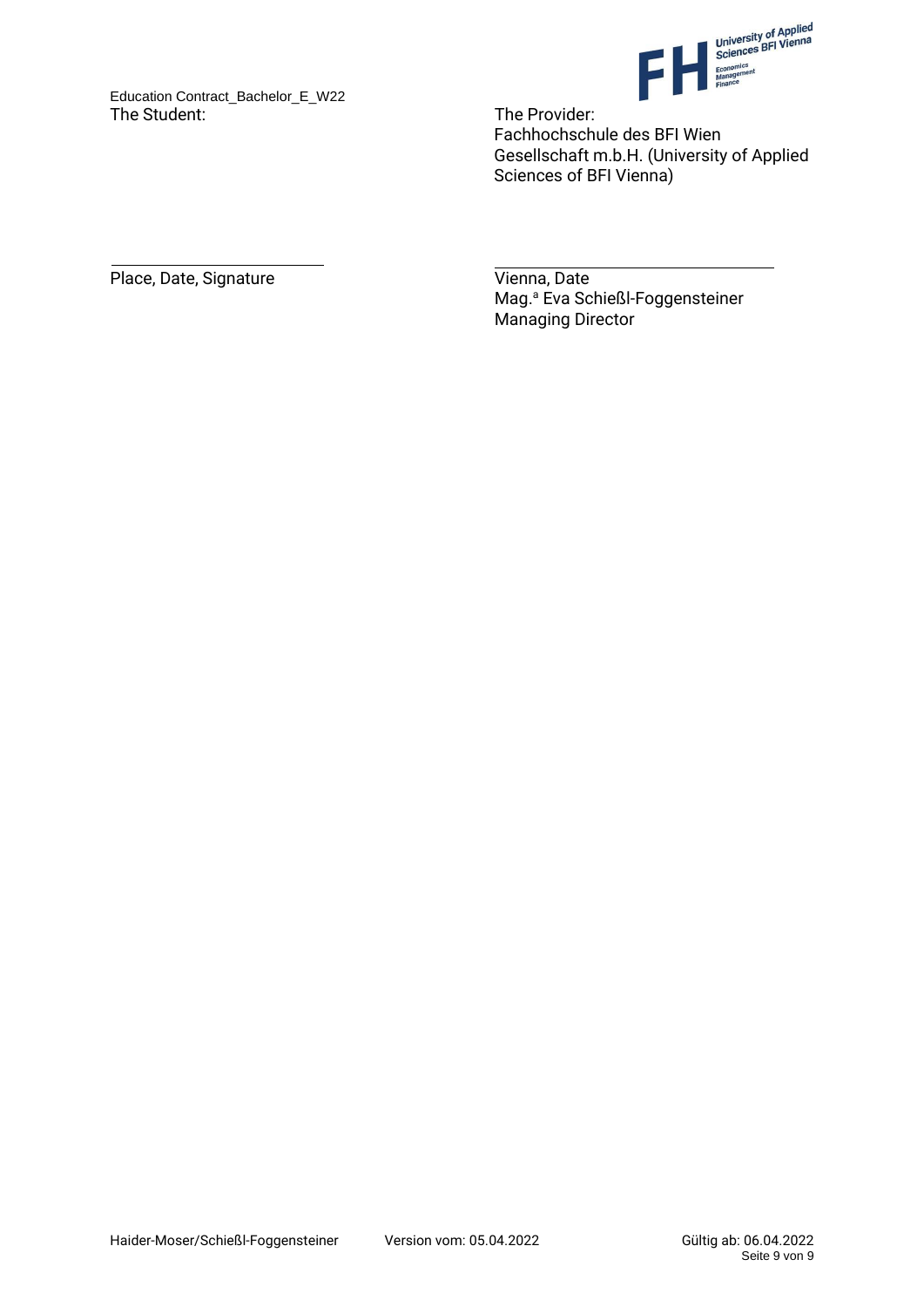The Student:

Place, Date, Signature

The Provider:
Fachhochschule des BFI Wien Gesellschaft m.b.H. (University of Applied Sciences of BFI Vienna)

Vienna, Date
Mag.ª Eva Schießl-Foggensteiner
Managing Director